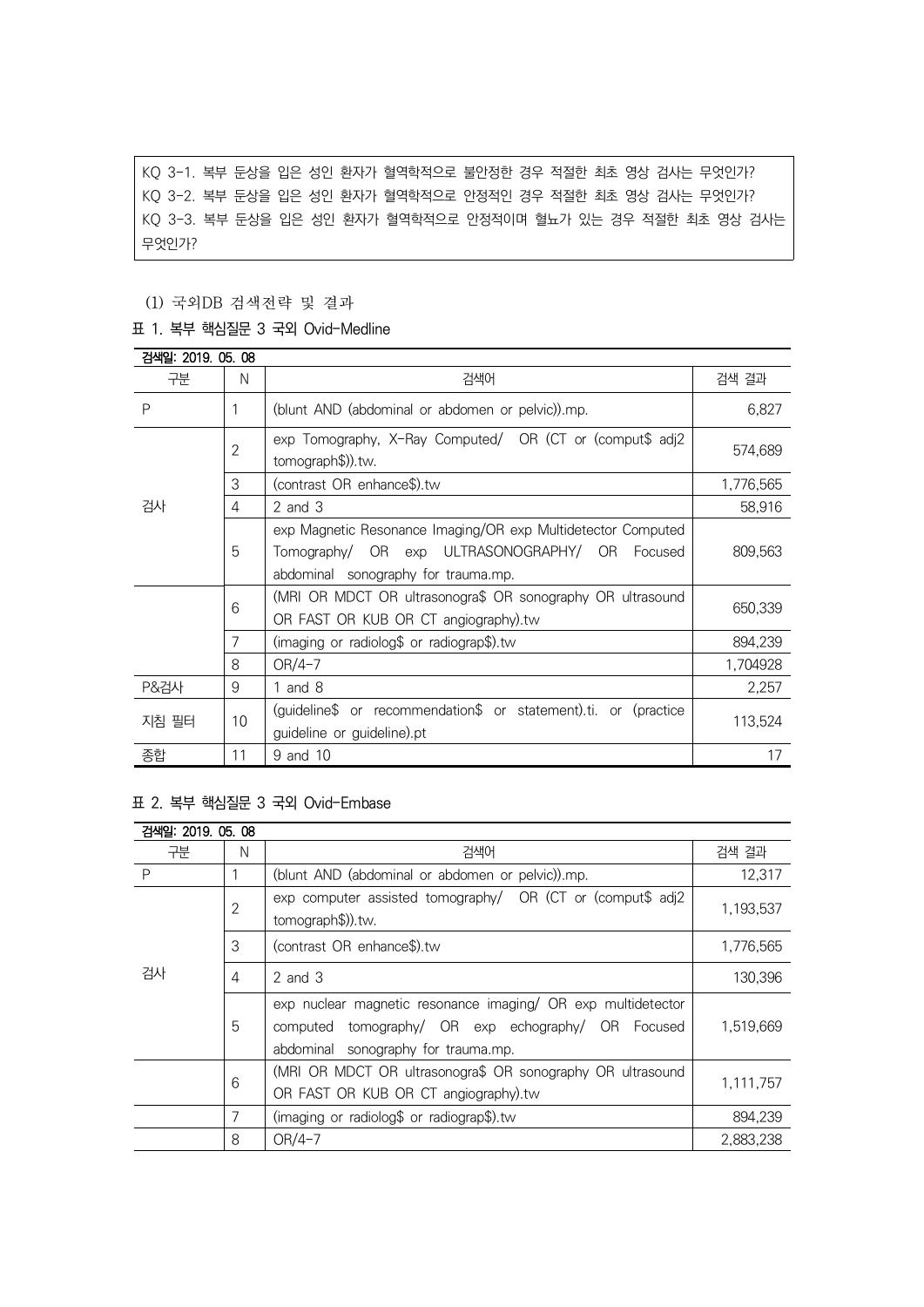KQ 3-1. 복부 둔상을 입은 성인 환자가 혈역학적으로 불안정한 경우 적절한 최초 영상 검사는 무엇인가?
KQ 3-2. 복부 둔상을 입은 성인 환자가 혈역학적으로 안정적인 경우 적절한 최초 영상 검사는 무엇인가?
KQ 3-3. 복부 둔상을 입은 성인 환자가 혈역학적으로 안정적이며 혈뇨가 있는 경우 적절한 최초 영상 검사는 무엇인가?

(1) 국외DB 검색전략 및 결과

표 1. 복부 핵심질문 3 국외 Ovid-Medline

검색일: 2019. 05. 08

| 구분 | N | 검색어 | 검색 결과 |
|---|---|---|---|
| P | 1 | (blunt AND (abdominal or abdomen or pelvic)).mp. | 6,827 |
| 검사 | 2 | exp Tomography, X-Ray Computed/ OR (CT or (comput$ adj2 tomograph$)).tw. | 574,689 |
| | 3 | (contrast OR enhance$).tw | 1,776,565 |
| | 4 | 2 and 3 | 58,916 |
| | 5 | exp Magnetic Resonance Imaging/OR exp Multidetector Computed Tomography/ OR exp ULTRASONOGRAPHY/ OR Focused abdominal sonography for trauma.mp. | 809,563 |
| | 6 | (MRI OR MDCT OR ultrasonogra$ OR sonography OR ultrasound OR FAST OR KUB OR CT angiography).tw | 650,339 |
| | 7 | (imaging or radiolog$ or radiograp$).tw | 894,239 |
| | 8 | OR/4-7 | 1,704928 |
| P&검사 | 9 | 1 and 8 | 2,257 |
| 지침 필터 | 10 | (guideline$ or recommendation$ or statement).ti. or (practice guideline or guideline).pt | 113,524 |
| 종합 | 11 | 9 and 10 | 17 |

표 2. 복부 핵심질문 3 국외 Ovid-Embase

검색일: 2019. 05. 08

| 구분 | N | 검색어 | 검색 결과 |
|---|---|---|---|
| P | 1 | (blunt AND (abdominal or abdomen or pelvic)).mp. | 12,317 |
| 검사 | 2 | exp computer assisted tomography/ OR (CT or (comput$ adj2 tomograph$)).tw. | 1,193,537 |
| | 3 | (contrast OR enhance$).tw | 1,776,565 |
| | 4 | 2 and 3 | 130,396 |
| | 5 | exp nuclear magnetic resonance imaging/ OR exp multidetector computed tomography/ OR exp echography/ OR Focused abdominal sonography for trauma.mp. | 1,519,669 |
| | 6 | (MRI OR MDCT OR ultrasonogra$ OR sonography OR ultrasound OR FAST OR KUB OR CT angiography).tw | 1,111,757 |
| | 7 | (imaging or radiolog$ or radiograp$).tw | 894,239 |
| | 8 | OR/4-7 | 2,883,238 |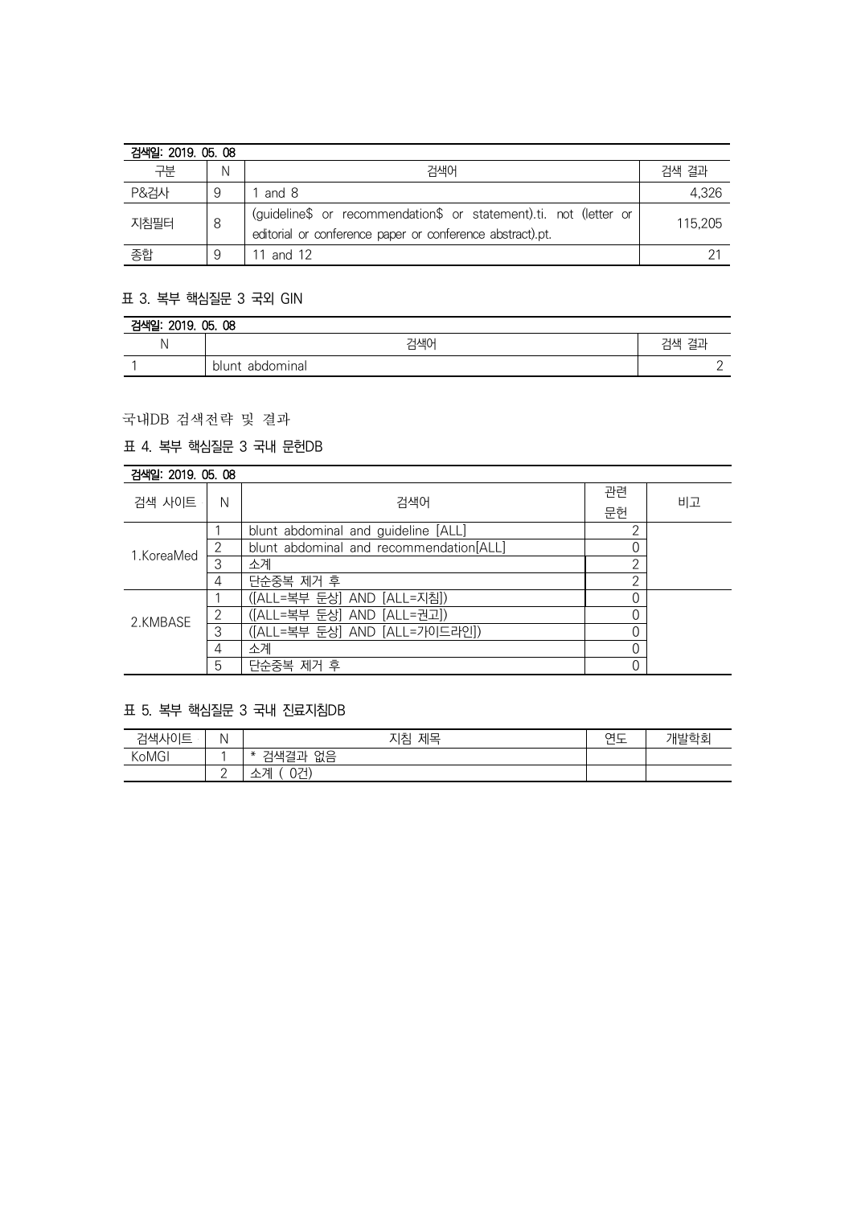| 검색일: 2019. 05. 08 | | | |
|---|---|---|---|
| 구분 | N | 검색어 | 검색 결과 |
| P&검사 | 9 | 1 and 8 | 4,326 |
| 지침필터 | 8 | (guideline$ or recommendation$ or statement).ti. not (letter or editorial or conference paper or conference abstract).pt. | 115,205 |
| 종합 | 9 | 11 and 12 | 21 |

### 표 3. 복부 핵심질문 3 국외 GIN

| 검색일: 2019. 05. 08 | | |
|---|---|---|
| N | 검색어 | 검색 결과 |
| 1 | blunt abdominal | 2 |

## 국내DB 검색전략 및 결과

### 표 4. 복부 핵심질문 3 국내 문헌DB

| 검색일: 2019. 05. 08 | | | | |
|---|---|---|---|---|
| 검색 사이트 | N | 검색어 | 관련 문헌 | 비고 |
| 1.KoreaMed | 1 | blunt abdominal and guideline [ALL] | 2 | |
| | 2 | blunt abdominal and recommendation[ALL] | 0 | |
| | 3 | 소계 | 2 | |
| | 4 | 단순중복 제거 후 | 2 | |
| 2.KMBASE | 1 | ([ALL=복부 둔상] AND [ALL=지침]) | 0 | |
| | 2 | ([ALL=복부 둔상] AND [ALL=권고]) | 0 | |
| | 3 | ([ALL=복부 둔상] AND [ALL=가이드라인]) | 0 | |
| | 4 | 소계 | 0 | |
| | 5 | 단순중복 제거 후 | 0 | |

### 표 5. 복부 핵심질문 3 국내 진료지침DB

| 검색사이트 | N | 지침 제목 | 연도 | 개발학회 |
|---|---|---|---|---|
| KoMGI | 1 | * 검색결과 없음 | | |
| | 2 | 소계 ( 0건) | | |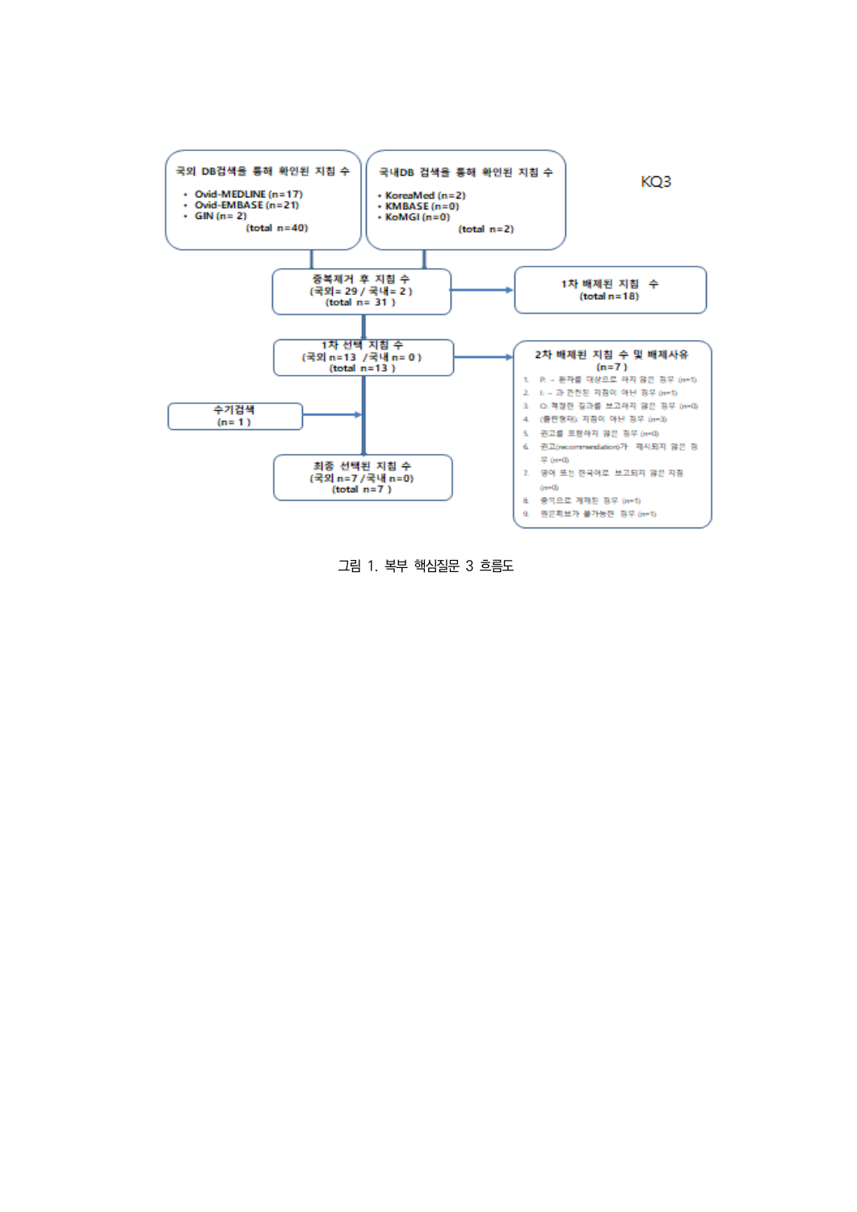KQ3

국외 DB검색을 통해 확인된 지침 수

- Ovid-MEDLINE (n=17)
- Ovid-EMBASE (n=21)
- GIN (n= 2)

(total n=40)

국내DB 검색을 통해 확인된 지침 수

- KoreaMed (n=2)
- KMBASE (n=0)
- KoMGI (n=0)

(total n=2)

중복제거 후 지침 수
(국외= 29 / 국내= 2 )
(total n= 31 )

1차 배제된 지침 수
(total n=18)

1차 선택 지침 수
(국외 n=13 /국내 n= 0 )
(total n=13 )

2차 배제된 지침 수 및 배제사유
(n=7 )

1. P: - 환자를 대상으로 하지 않은 경우 (n=1)
2. I: - 과 관련된 지침이 아닌 경우 (n=1)
3. O: 적절한 결과를 보고하지 않은 경우 (n=0)
4. (출판형태): 지침이 아닌 경우 (n=3)
5. 권고를 포함하지 않은 경우 (n=0)
6. 권고(recommendation)가 제시되지 않은 경우 (n=0)
7. 영어 또는 한국어로 보고되지 않은 지침 (n=0)
8. 중복으로 게재된 경우 (n=1)
9. 원문확보가 불가능한 경우 (n=1)

수기검색
(n= 1 )

최종 선택된 지침 수
(국외 n=7 /국내 n=0)
(total n=7 )

그림 1. 복부 핵심질문 3 흐름도